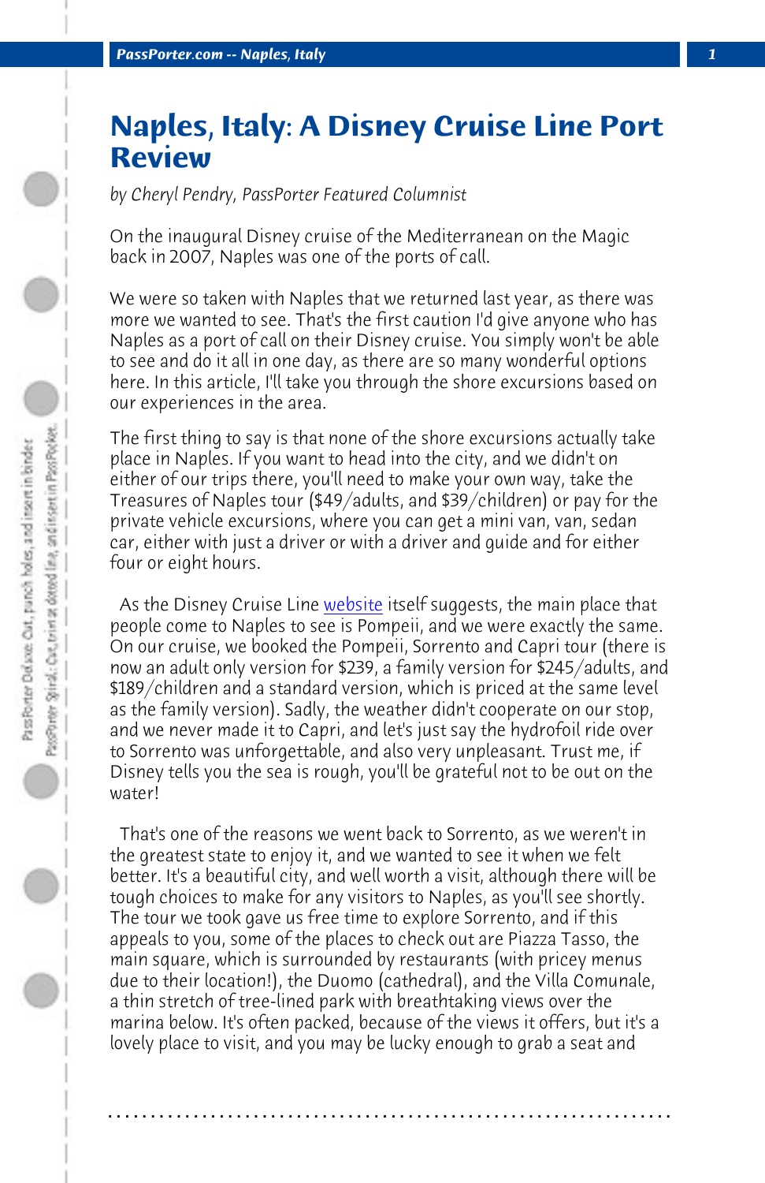# Naples, Italy: A Disney Cruise Line Port Review

*by Cheryl Pendry, PassPorter Featured Columnist*

On the inaugural Disney cruise of the Mediterranean on the Magic back in 2007, Naples was one of the ports of call.

We were so taken with Naples that we returned last year, as there was more we wanted to see. That's the first caution I'd give anyone who has Naples as a port of call on their Disney cruise. You simply won't be able to see and do it all in one day, as there are so many wonderful options here. In this article, I'll take you through the shore excursions based on our experiences in the area.

The first thing to say is that none of the shore excursions actually take place in Naples. If you want to head into the city, and we didn't on either of our trips there, you'll need to make your own way, take the Treasures of Naples tour ($49/adults, and $39/children) or pay for the private vehicle excursions, where you can get a mini van, van, sedan car, either with just a driver or with a driver and guide and for either four or eight hours.

As the Disney Cruise Line website itself suggests, the main place that people come to Naples to see is Pompeii, and we were exactly the same. On our cruise, we booked the Pompeii, Sorrento and Capri tour (there is now an adult only version for $239, a family version for $245/adults, and $189/children and a standard version, which is priced at the same level as the family version). Sadly, the weather didn't cooperate on our stop, and we never made it to Capri, and let's just say the hydrofoil ride over to Sorrento was unforgettable, and also very unpleasant. Trust me, if Disney tells you the sea is rough, you'll be grateful not to be out on the water!

That's one of the reasons we went back to Sorrento, as we weren't in the greatest state to enjoy it, and we wanted to see it when we felt better. It's a beautiful city, and well worth a visit, although there will be tough choices to make for any visitors to Naples, as you'll see shortly. The tour we took gave us free time to explore Sorrento, and if this appeals to you, some of the places to check out are Piazza Tasso, the main square, which is surrounded by restaurants (with pricey menus due to their location!), the Duomo (cathedral), and the Villa Comunale, a thin stretch of tree-lined park with breathtaking views over the marina below. It's often packed, because of the views it offers, but it's a lovely place to visit, and you may be lucky enough to grab a seat and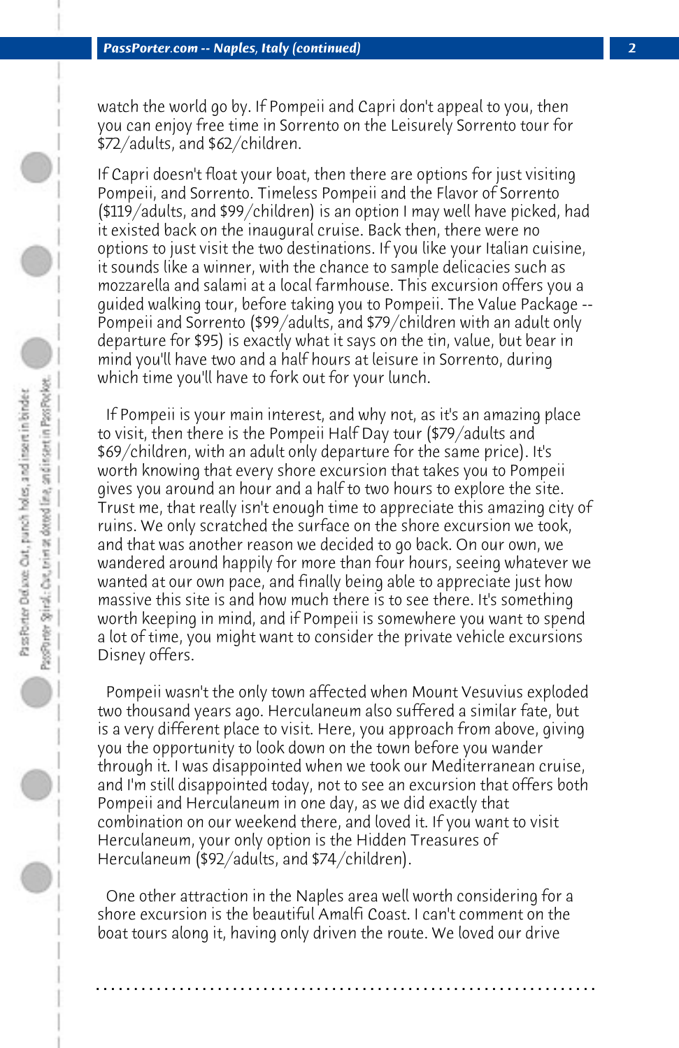watch the world go by. If Pompeii and Capri don't appeal to you, then you can enjoy free time in Sorrento on the Leisurely Sorrento tour for $72/adults, and $62/children.

If Capri doesn't float your boat, then there are options for just visiting Pompeii, and Sorrento. Timeless Pompeii and the Flavor of Sorrento ($119/adults, and $99/children) is an option I may well have picked, had it existed back on the inaugural cruise. Back then, there were no options to just visit the two destinations. If you like your Italian cuisine, it sounds like a winner, with the chance to sample delicacies such as mozzarella and salami at a local farmhouse. This excursion offers you a guided walking tour, before taking you to Pompeii. The Value Package -- Pompeii and Sorrento ($99/adults, and $79/children with an adult only departure for $95) is exactly what it says on the tin, value, but bear in mind you'll have two and a half hours at leisure in Sorrento, during which time you'll have to fork out for your lunch.

If Pompeii is your main interest, and why not, as it's an amazing place to visit, then there is the Pompeii Half Day tour ($79/adults and $69/children, with an adult only departure for the same price). It's worth knowing that every shore excursion that takes you to Pompeii gives you around an hour and a half to two hours to explore the site. Trust me, that really isn't enough time to appreciate this amazing city of ruins. We only scratched the surface on the shore excursion we took, and that was another reason we decided to go back. On our own, we wandered around happily for more than four hours, seeing whatever we wanted at our own pace, and finally being able to appreciate just how massive this site is and how much there is to see there. It's something worth keeping in mind, and if Pompeii is somewhere you want to spend a lot of time, you might want to consider the private vehicle excursions Disney offers.

Pompeii wasn't the only town affected when Mount Vesuvius exploded two thousand years ago. Herculaneum also suffered a similar fate, but is a very different place to visit. Here, you approach from above, giving you the opportunity to look down on the town before you wander through it. I was disappointed when we took our Mediterranean cruise, and I'm still disappointed today, not to see an excursion that offers both Pompeii and Herculaneum in one day, as we did exactly that combination on our weekend there, and loved it. If you want to visit Herculaneum, your only option is the Hidden Treasures of Herculaneum ($92/adults, and $74/children).

One other attraction in the Naples area well worth considering for a shore excursion is the beautiful Amalfi Coast. I can't comment on the boat tours along it, having only driven the route. We loved our drive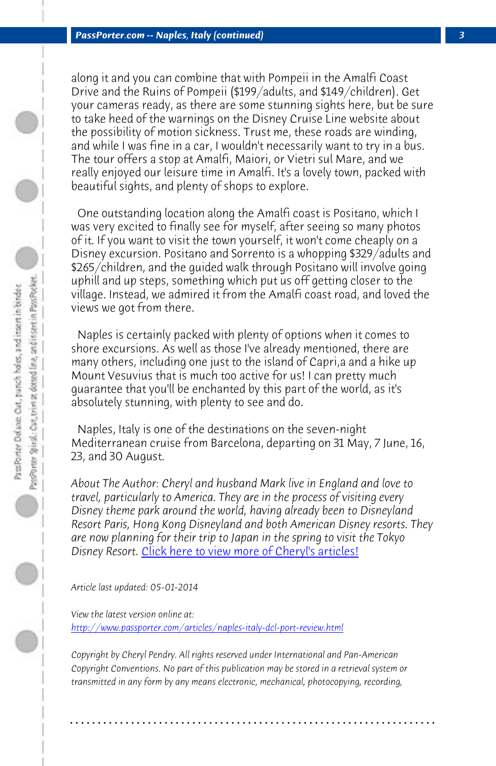along it and you can combine that with Pompeii in the Amalfi Coast Drive and the Ruins of Pompeii ($199/adults, and $149/children). Get your cameras ready, as there are some stunning sights here, but be sure to take heed of the warnings on the Disney Cruise Line website about the possibility of motion sickness. Trust me, these roads are winding, and while I was fine in a car, I wouldn't necessarily want to try in a bus. The tour offers a stop at Amalfi, Maiori, or Vietri sul Mare, and we really enjoyed our leisure time in Amalfi. It's a lovely town, packed with beautiful sights, and plenty of shops to explore.

One outstanding location along the Amalfi coast is Positano, which I was very excited to finally see for myself, after seeing so many photos of it. If you want to visit the town yourself, it won't come cheaply on a Disney excursion. Positano and Sorrento is a whopping $329/adults and $265/children, and the guided walk through Positano will involve going uphill and up steps, something which put us off getting closer to the village. Instead, we admired it from the Amalfi coast road, and loved the views we got from there.

Naples is certainly packed with plenty of options when it comes to shore excursions. As well as those I've already mentioned, there are many others, including one just to the island of Capri,a and a hike up Mount Vesuvius that is much too active for us! I can pretty much guarantee that you'll be enchanted by this part of the world, as it's absolutely stunning, with plenty to see and do.

Naples, Italy is one of the destinations on the seven-night Mediterranean cruise from Barcelona, departing on 31 May, 7 June, 16, 23, and 30 August.

*About The Author: Cheryl and husband Mark live in England and love to travel, particularly to America. They are in the process of visiting every Disney theme park around the world, having already been to Disneyland Resort Paris, Hong Kong Disneyland and both American Disney resorts. They are now planning for their trip to Japan in the spring to visit the Tokyo Disney Resort.* [Click here to view more of Cheryl's articles!]

*Article last updated: 05-01-2014*

*View the latest version online at:*
*http://www.passporter.com/articles/naples-italy-dcl-port-review.html*

*Copyright by Cheryl Pendry. All rights reserved under International and Pan-American Copyright Conventions. No part of this publication may be stored in a retrieval system or transmitted in any form by any means electronic, mechanical, photocopying, recording,*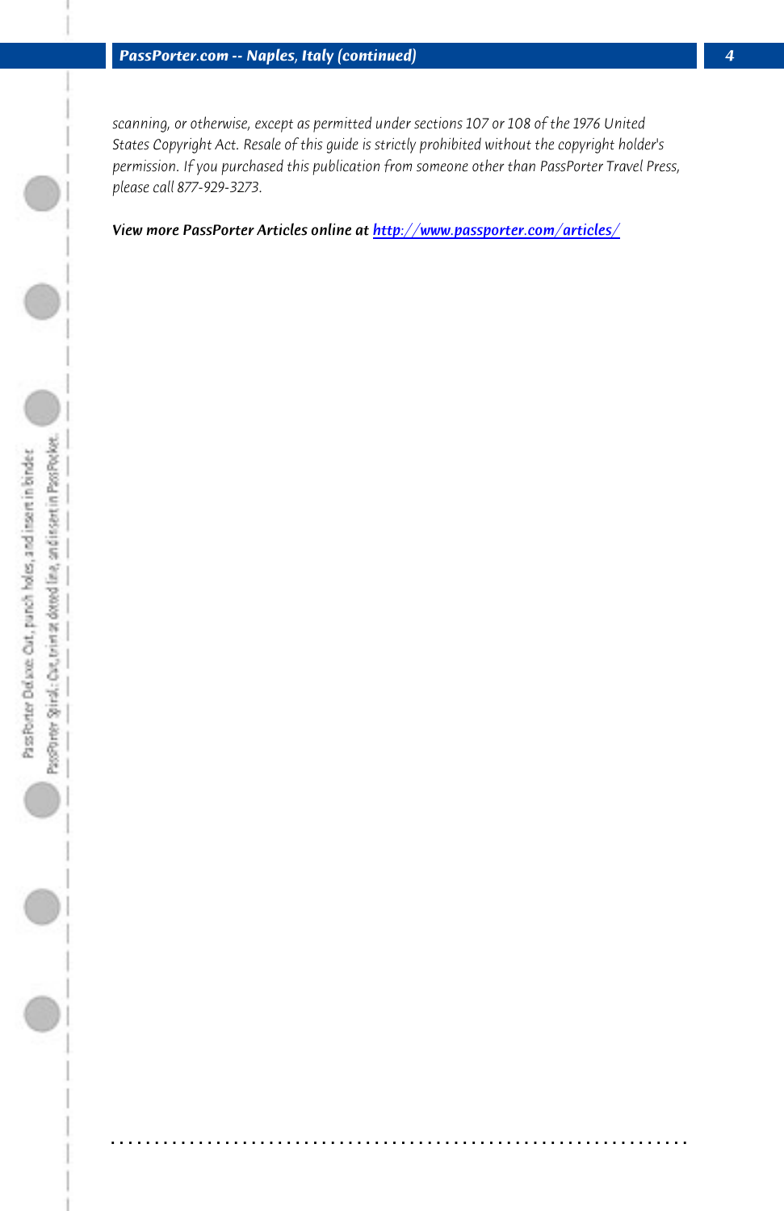*scanning, or otherwise, except as permitted under sections 107 or 108 of the 1976 United States Copyright Act. Resale of this guide is strictly prohibited without the copyright holder's permission. If you purchased this publication from someone other than PassPorter Travel Press, please call 877-929-3273.*

***View more PassPorter Articles online at http://www.passporter.com/articles/***